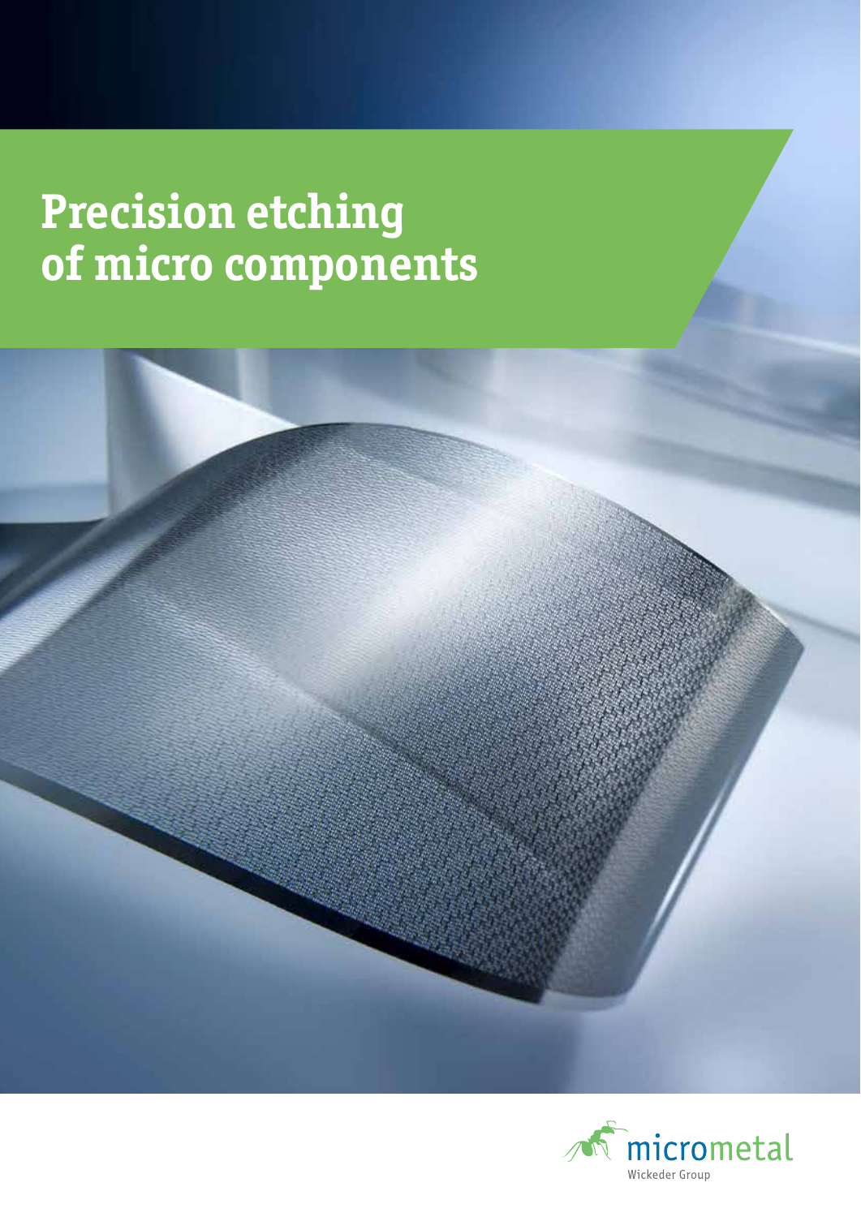# Precision etching of micro components

micrometal

Wickeder Group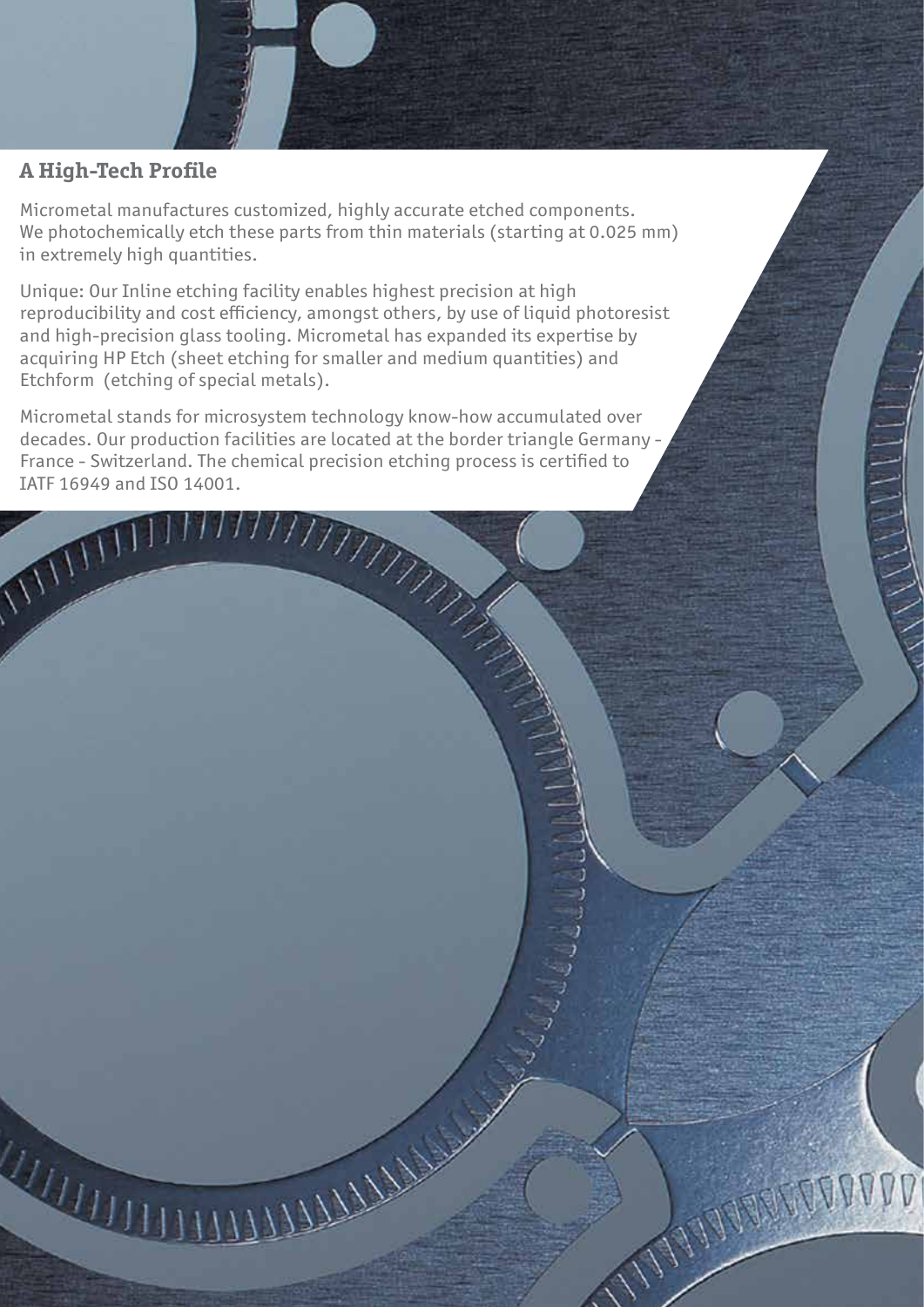## A High-Tech Profile

Micrometal manufactures customized, highly accurate etched components. We photochemically etch these parts from thin materials (starting at 0.025 mm) in extremely high quantities.

Unique: Our Inline etching facility enables highest precision at high reproducibility and cost efficiency, amongst others, by use of liquid photoresist and high-precision glass tooling. Micrometal has expanded its expertise by acquiring HP Etch (sheet etching for smaller and medium quantities) and Etchform (etching of special metals).

Micrometal stands for microsystem technology know-how accumulated over decades. Our production facilities are located at the border triangle Germany - France - Switzerland. The chemical precision etching process is certified to IATF 16949 and ISO 14001.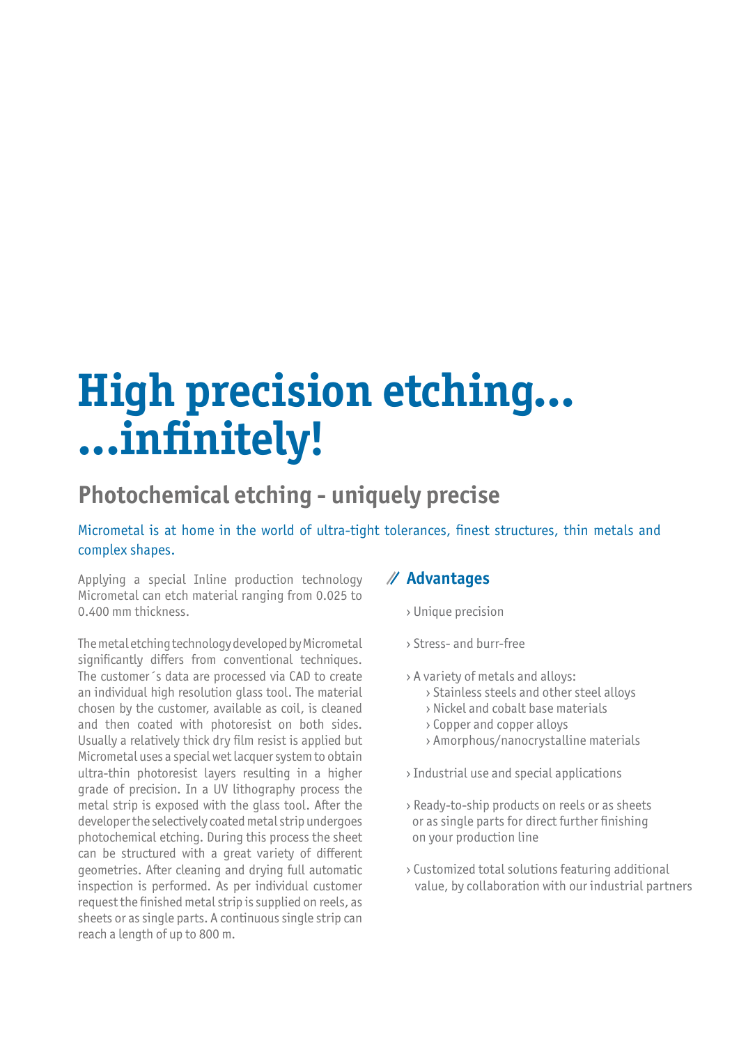# High precision etching...
# ...infinitely!

## Photochemical etching - uniquely precise

Micrometal is at home in the world of ultra-tight tolerances, finest structures, thin metals and complex shapes.

Applying a special Inline production technology Micrometal can etch material ranging from 0.025 to 0.400 mm thickness.

The metal etching technology developed by Micrometal significantly differs from conventional techniques. The customer´s data are processed via CAD to create an individual high resolution glass tool. The material chosen by the customer, available as coil, is cleaned and then coated with photoresist on both sides. Usually a relatively thick dry film resist is applied but Micrometal uses a special wet lacquer system to obtain ultra-thin photoresist layers resulting in a higher grade of precision. In a UV lithography process the metal strip is exposed with the glass tool. After the developer the selectively coated metal strip undergoes photochemical etching. During this process the sheet can be structured with a great variety of different geometries. After cleaning and drying full automatic inspection is performed. As per individual customer request the finished metal strip is supplied on reels, as sheets or as single parts. A continuous single strip can reach a length of up to 800 m.

### // Advantages

› Unique precision

› Stress- and burr-free

› A variety of metals and alloys:
  › Stainless steels and other steel alloys
  › Nickel and cobalt base materials
  › Copper and copper alloys
  › Amorphous/nanocrystalline materials

› Industrial use and special applications

› Ready-to-ship products on reels or as sheets or as single parts for direct further finishing on your production line

› Customized total solutions featuring additional value, by collaboration with our industrial partners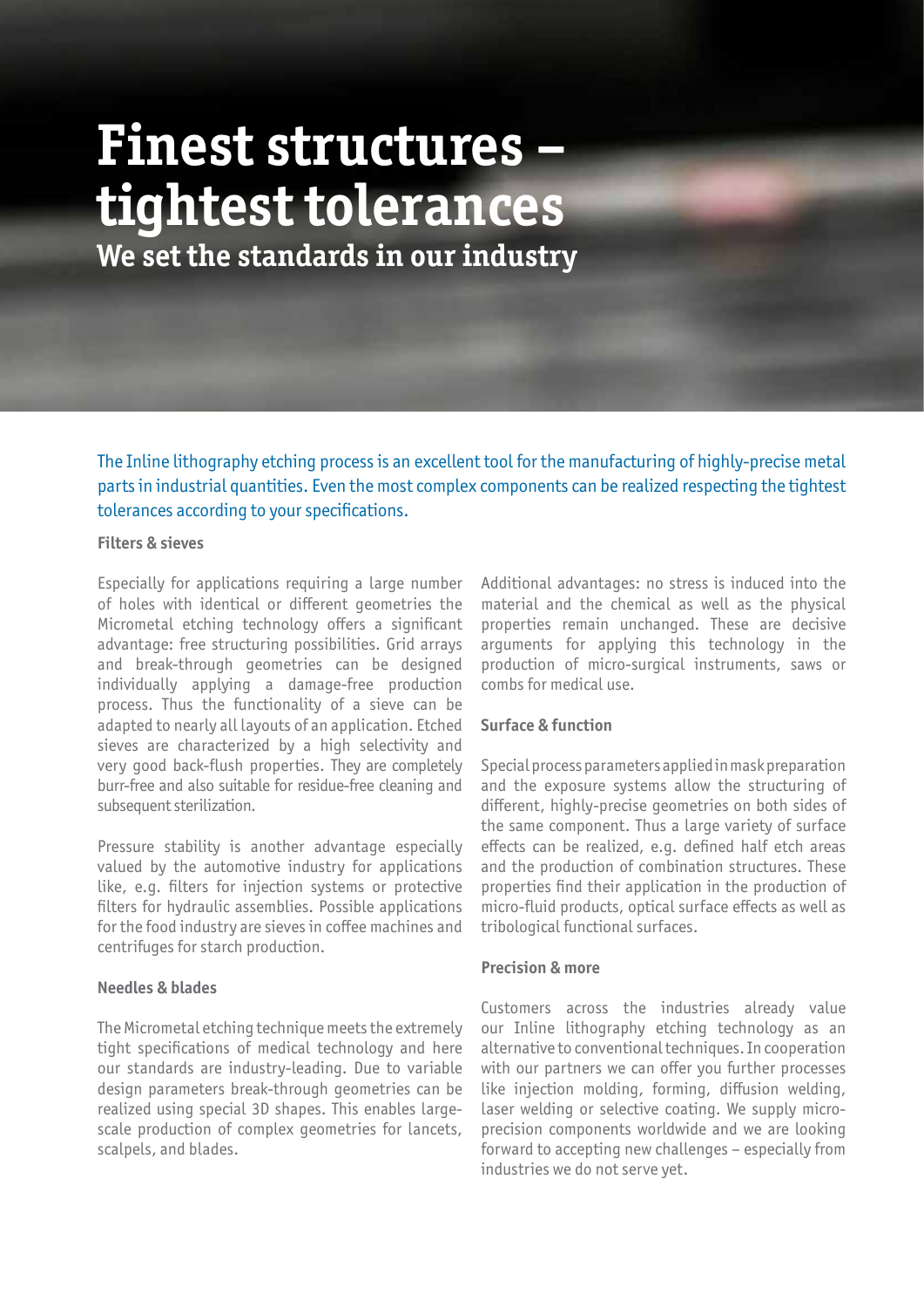# Finest structures – tightest tolerances

## We set the standards in our industry

The Inline lithography etching process is an excellent tool for the manufacturing of highly-precise metal parts in industrial quantities. Even the most complex components can be realized respecting the tightest tolerances according to your specifications.

### Filters & sieves

Especially for applications requiring a large number of holes with identical or different geometries the Micrometal etching technology offers a significant advantage: free structuring possibilities. Grid arrays and break-through geometries can be designed individually applying a damage-free production process. Thus the functionality of a sieve can be adapted to nearly all layouts of an application. Etched sieves are characterized by a high selectivity and very good back-flush properties. They are completely burr-free and also suitable for residue-free cleaning and subsequent sterilization.

Pressure stability is another advantage especially valued by the automotive industry for applications like, e.g. filters for injection systems or protective filters for hydraulic assemblies. Possible applications for the food industry are sieves in coffee machines and centrifuges for starch production.

### Needles & blades

The Micrometal etching technique meets the extremely tight specifications of medical technology and here our standards are industry-leading. Due to variable design parameters break-through geometries can be realized using special 3D shapes. This enables large-scale production of complex geometries for lancets, scalpels, and blades.

Additional advantages: no stress is induced into the material and the chemical as well as the physical properties remain unchanged. These are decisive arguments for applying this technology in the production of micro-surgical instruments, saws or combs for medical use.

### Surface & function

Special process parameters applied in mask preparation and the exposure systems allow the structuring of different, highly-precise geometries on both sides of the same component. Thus a large variety of surface effects can be realized, e.g. defined half etch areas and the production of combination structures. These properties find their application in the production of micro-fluid products, optical surface effects as well as tribological functional surfaces.

### Precision & more

Customers across the industries already value our Inline lithography etching technology as an alternative to conventional techniques. In cooperation with our partners we can offer you further processes like injection molding, forming, diffusion welding, laser welding or selective coating. We supply micro-precision components worldwide and we are looking forward to accepting new challenges – especially from industries we do not serve yet.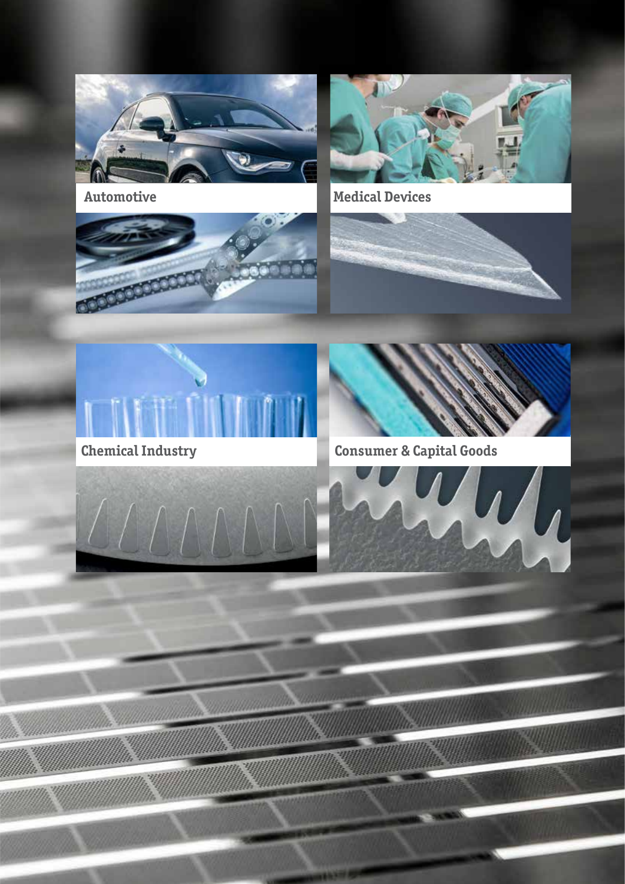Automotive

Medical Devices

Chemical Industry

Consumer & Capital Goods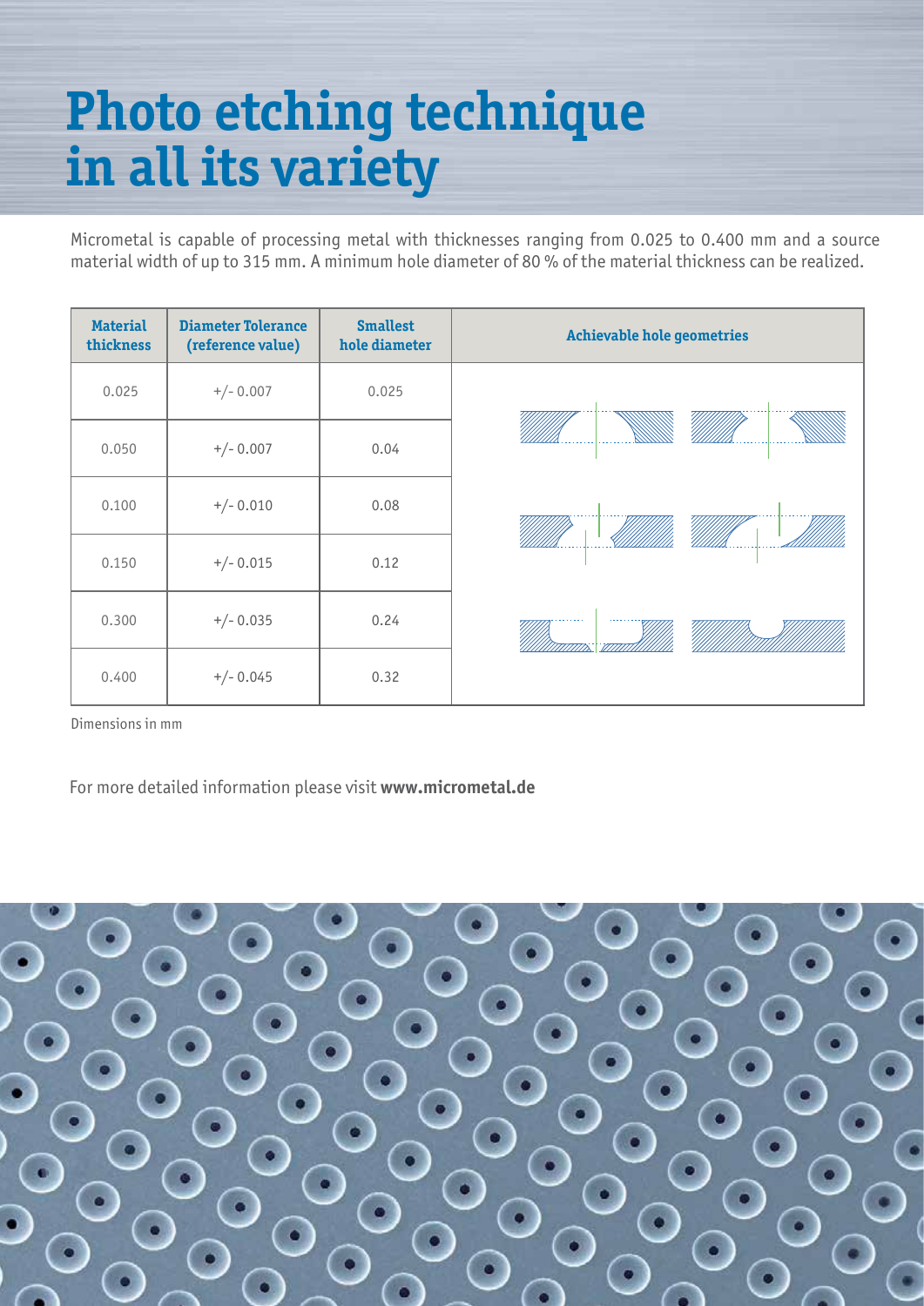# Photo etching technique in all its variety

Micrometal is capable of processing metal with thicknesses ranging from 0.025 to 0.400 mm and a source material width of up to 315 mm. A minimum hole diameter of 80 % of the material thickness can be realized.

| Material thickness | Diameter Tolerance (reference value) | Smallest hole diameter | Achievable hole geometries |
|---|---|---|---|
| 0.025 | +/- 0.007 | 0.025 | |
| 0.050 | +/- 0.007 | 0.04 | |
| 0.100 | +/- 0.010 | 0.08 | |
| 0.150 | +/- 0.015 | 0.12 | |
| 0.300 | +/- 0.035 | 0.24 | |
| 0.400 | +/- 0.045 | 0.32 | |

Dimensions in mm

For more detailed information please visit **www.micrometal.de**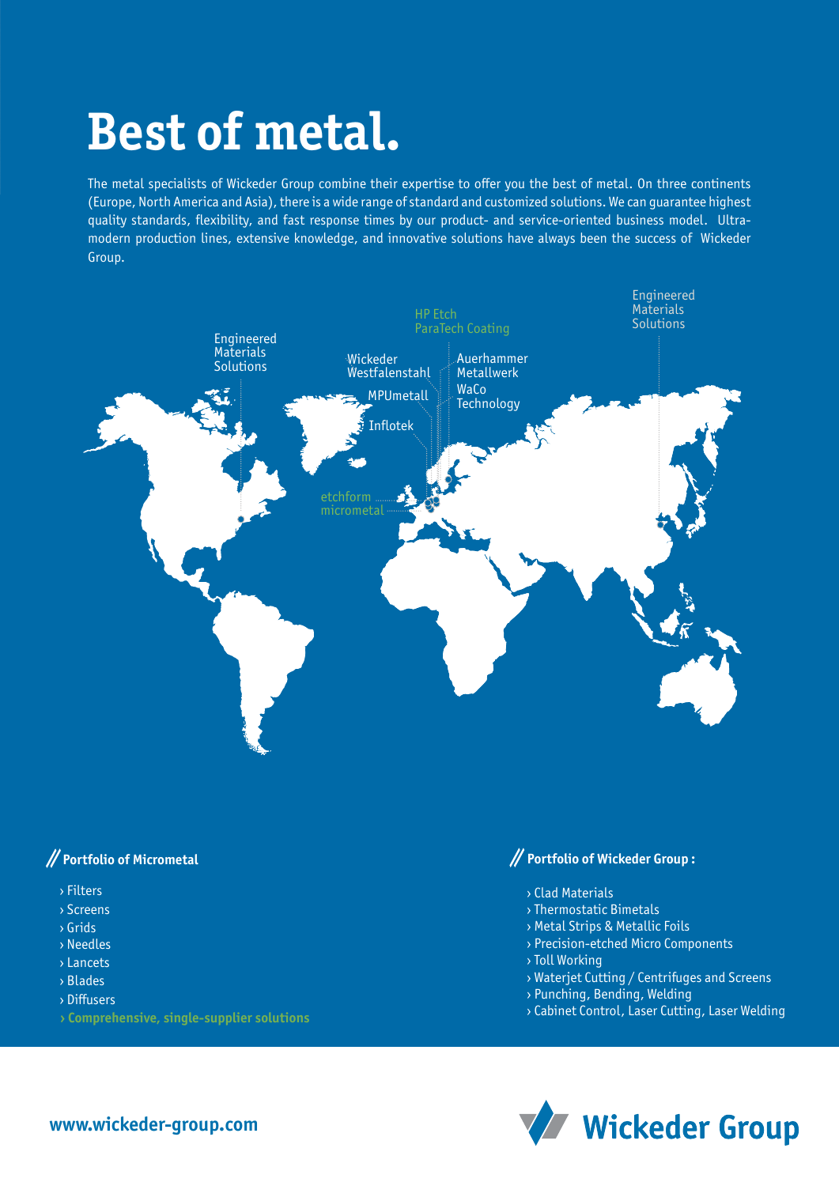# Best of metal.

The metal specialists of Wickeder Group combine their expertise to offer you the best of metal. On three continents (Europe, North America and Asia), there is a wide range of standard and customized solutions. We can guarantee highest quality standards, flexibility, and fast response times by our product- and service-oriented business model. Ultra-modern production lines, extensive knowledge, and innovative solutions have always been the success of Wickeder Group.

Engineered Materials Solutions

HP Etch
ParaTech Coating

Engineered Materials Solutions

Wickeder Westfalenstahl

Auerhammer Metallwerk

MPUmetall

WaCo Technology

Inflotek

etchform
micrometal

## // Portfolio of Micrometal

- › Filters
- › Screens
- › Grids
- › Needles
- › Lancets
- › Blades
- › Diffusers
- › **Comprehensive, single-supplier solutions**

## // Portfolio of Wickeder Group :

- › Clad Materials
- › Thermostatic Bimetals
- › Metal Strips & Metallic Foils
- › Precision-etched Micro Components
- › Toll Working
- › Waterjet Cutting / Centrifuges and Screens
- › Punching, Bending, Welding
- › Cabinet Control, Laser Cutting, Laser Welding

**www.wickeder-group.com**

**Wickeder Group**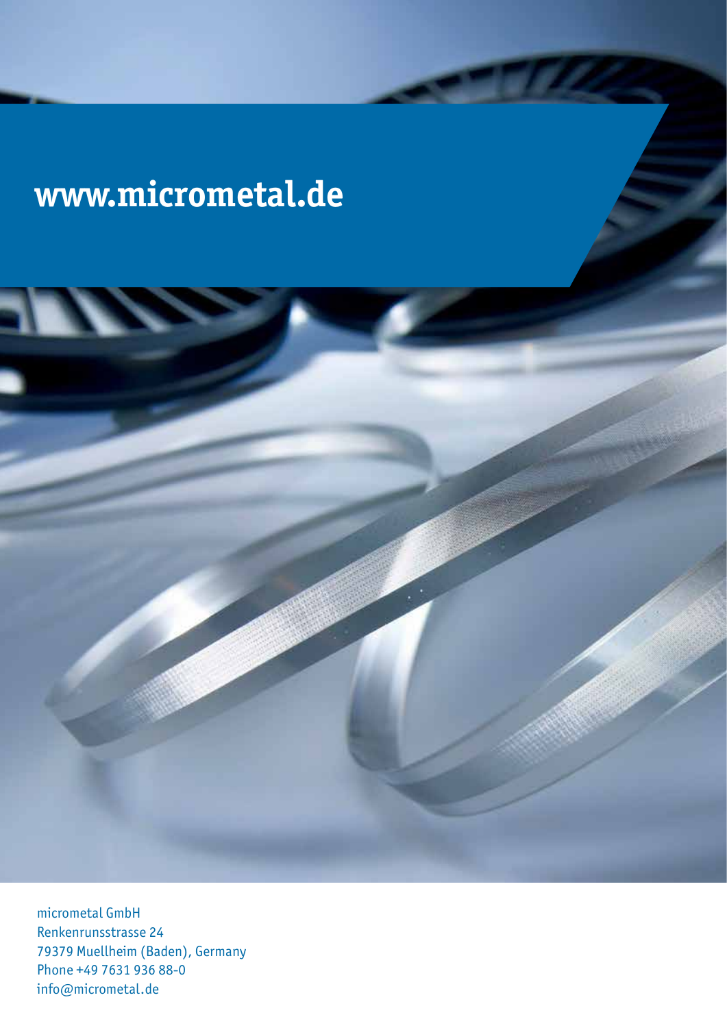# www.micrometal.de

micrometal GmbH
Renkenrunsstrasse 24
79379 Muellheim (Baden), Germany
Phone +49 7631 936 88-0
info@micrometal.de